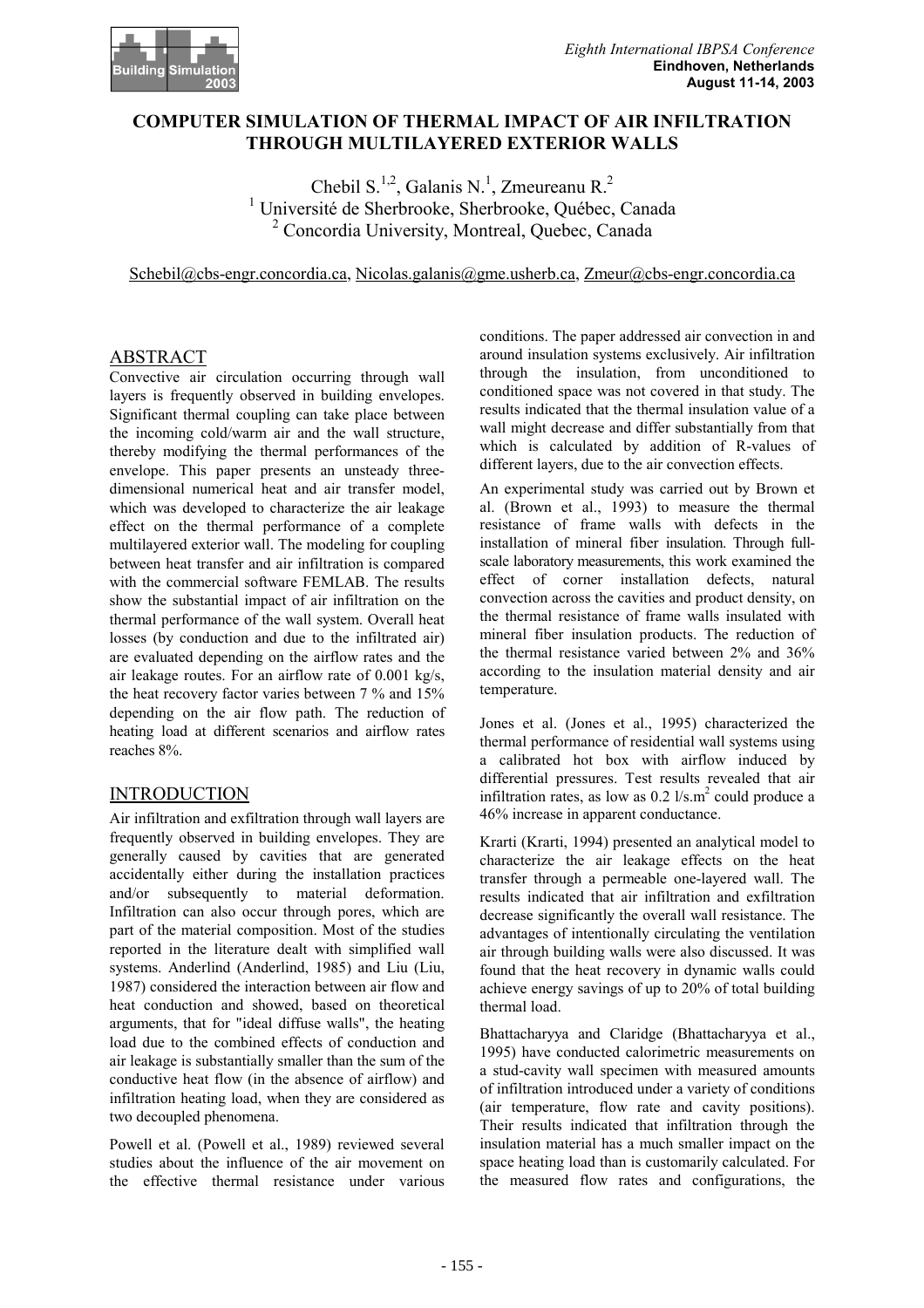# COMPUTER SIMULATION OF THERMAL IMPACT OF AIR INFILTRATION THROUGH MULTILAYERED EXTERIOR WALLS

Chebil S.[1,2], Galanis N.[1], Zmeureanu R.[2]
[1] Université de Sherbrooke, Sherbrooke, Québec, Canada
[2] Concordia University, Montreal, Quebec, Canada

Schebil@cbs-engr.concordia.ca, Nicolas.galanis@gme.usherb.ca, Zmeur@cbs-engr.concordia.ca

## ABSTRACT

Convective air circulation occurring through wall layers is frequently observed in building envelopes. Significant thermal coupling can take place between the incoming cold/warm air and the wall structure, thereby modifying the thermal performances of the envelope. This paper presents an unsteady three-dimensional numerical heat and air transfer model, which was developed to characterize the air leakage effect on the thermal performance of a complete multilayered exterior wall. The modeling for coupling between heat transfer and air infiltration is compared with the commercial software FEMLAB. The results show the substantial impact of air infiltration on the thermal performance of the wall system. Overall heat losses (by conduction and due to the infiltrated air) are evaluated depending on the airflow rates and the air leakage routes. For an airflow rate of 0.001 kg/s, the heat recovery factor varies between 7 % and 15% depending on the air flow path. The reduction of heating load at different scenarios and airflow rates reaches 8%.

## INTRODUCTION

Air infiltration and exfiltration through wall layers are frequently observed in building envelopes. They are generally caused by cavities that are generated accidentally either during the installation practices and/or subsequently to material deformation. Infiltration can also occur through pores, which are part of the material composition. Most of the studies reported in the literature dealt with simplified wall systems. Anderlind (Anderlind, 1985) and Liu (Liu, 1987) considered the interaction between air flow and heat conduction and showed, based on theoretical arguments, that for "ideal diffuse walls", the heating load due to the combined effects of conduction and air leakage is substantially smaller than the sum of the conductive heat flow (in the absence of airflow) and infiltration heating load, when they are considered as two decoupled phenomena.

Powell et al. (Powell et al., 1989) reviewed several studies about the influence of the air movement on the effective thermal resistance under various conditions. The paper addressed air convection in and around insulation systems exclusively. Air infiltration through the insulation, from unconditioned to conditioned space was not covered in that study. The results indicated that the thermal insulation value of a wall might decrease and differ substantially from that which is calculated by addition of R-values of different layers, due to the air convection effects.

An experimental study was carried out by Brown et al. (Brown et al., 1993) to measure the thermal resistance of frame walls with defects in the installation of mineral fiber insulation. Through full-scale laboratory measurements, this work examined the effect of corner installation defects, natural convection across the cavities and product density, on the thermal resistance of frame walls insulated with mineral fiber insulation products. The reduction of the thermal resistance varied between 2% and 36% according to the insulation material density and air temperature.

Jones et al. (Jones et al., 1995) characterized the thermal performance of residential wall systems using a calibrated hot box with airflow induced by differential pressures. Test results revealed that air infiltration rates, as low as 0.2 l/s.m$^2$ could produce a 46% increase in apparent conductance.

Krarti (Krarti, 1994) presented an analytical model to characterize the air leakage effects on the heat transfer through a permeable one-layered wall. The results indicated that air infiltration and exfiltration decrease significantly the overall wall resistance. The advantages of intentionally circulating the ventilation air through building walls were also discussed. It was found that the heat recovery in dynamic walls could achieve energy savings of up to 20% of total building thermal load.

Bhattacharyya and Claridge (Bhattacharyya et al., 1995) have conducted calorimetric measurements on a stud-cavity wall specimen with measured amounts of infiltration introduced under a variety of conditions (air temperature, flow rate and cavity positions). Their results indicated that infiltration through the insulation material has a much smaller impact on the space heating load than is customarily calculated. For the measured flow rates and configurations, the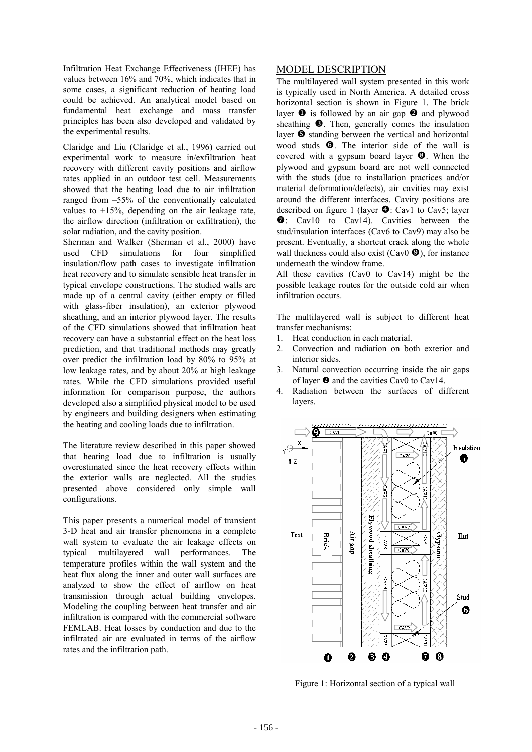Infiltration Heat Exchange Effectiveness (IHEE) has values between 16% and 70%, which indicates that in some cases, a significant reduction of heating load could be achieved. An analytical model based on fundamental heat exchange and mass transfer principles has been also developed and validated by the experimental results.

Claridge and Liu (Claridge et al., 1996) carried out experimental work to measure in/exfiltration heat recovery with different cavity positions and airflow rates applied in an outdoor test cell. Measurements showed that the heating load due to air infiltration ranged from –55% of the conventionally calculated values to +15%, depending on the air leakage rate, the airflow direction (infiltration or exfiltration), the solar radiation, and the cavity position.

Sherman and Walker (Sherman et al., 2000) have used CFD simulations for four simplified insulation/flow path cases to investigate infiltration heat recovery and to simulate sensible heat transfer in typical envelope constructions. The studied walls are made up of a central cavity (either empty or filled with glass-fiber insulation), an exterior plywood sheathing, and an interior plywood layer. The results of the CFD simulations showed that infiltration heat recovery can have a substantial effect on the heat loss prediction, and that traditional methods may greatly over predict the infiltration load by 80% to 95% at low leakage rates, and by about 20% at high leakage rates. While the CFD simulations provided useful information for comparison purpose, the authors developed also a simplified physical model to be used by engineers and building designers when estimating the heating and cooling loads due to infiltration.

The literature review described in this paper showed that heating load due to infiltration is usually overestimated since the heat recovery effects within the exterior walls are neglected. All the studies presented above considered only simple wall configurations.

This paper presents a numerical model of transient 3-D heat and air transfer phenomena in a complete wall system to evaluate the air leakage effects on typical multilayered wall performances. The temperature profiles within the wall system and the heat flux along the inner and outer wall surfaces are analyzed to show the effect of airflow on heat transmission through actual building envelopes. Modeling the coupling between heat transfer and air infiltration is compared with the commercial software FEMLAB. Heat losses by conduction and due to the infiltrated air are evaluated in terms of the airflow rates and the infiltration path.

## MODEL DESCRIPTION

The multilayered wall system presented in this work is typically used in North America. A detailed cross horizontal section is shown in Figure 1. The brick layer ❶ is followed by an air gap ❷ and plywood sheathing ❸. Then, generally comes the insulation layer ❺ standing between the vertical and horizontal wood studs ❻. The interior side of the wall is covered with a gypsum board layer ❽. When the plywood and gypsum board are not well connected with the studs (due to installation practices and/or material deformation/defects), air cavities may exist around the different interfaces. Cavity positions are described on figure 1 (layer ❹: Cav1 to Cav5; layer ❼: Cav10 to Cav14). Cavities between the stud/insulation interfaces (Cav6 to Cav9) may also be present. Eventually, a shortcut crack along the whole wall thickness could also exist (Cav0 ❾), for instance underneath the window frame.

All these cavities (Cav0 to Cav14) might be the possible leakage routes for the outside cold air when infiltration occurs.

The multilayered wall is subject to different heat transfer mechanisms:

1. Heat conduction in each material.
2. Convection and radiation on both exterior and interior sides.
3. Natural convection occurring inside the air gaps of layer ❷ and the cavities Cav0 to Cav14.
4. Radiation between the surfaces of different layers.

Figure 1: Horizontal section of a typical wall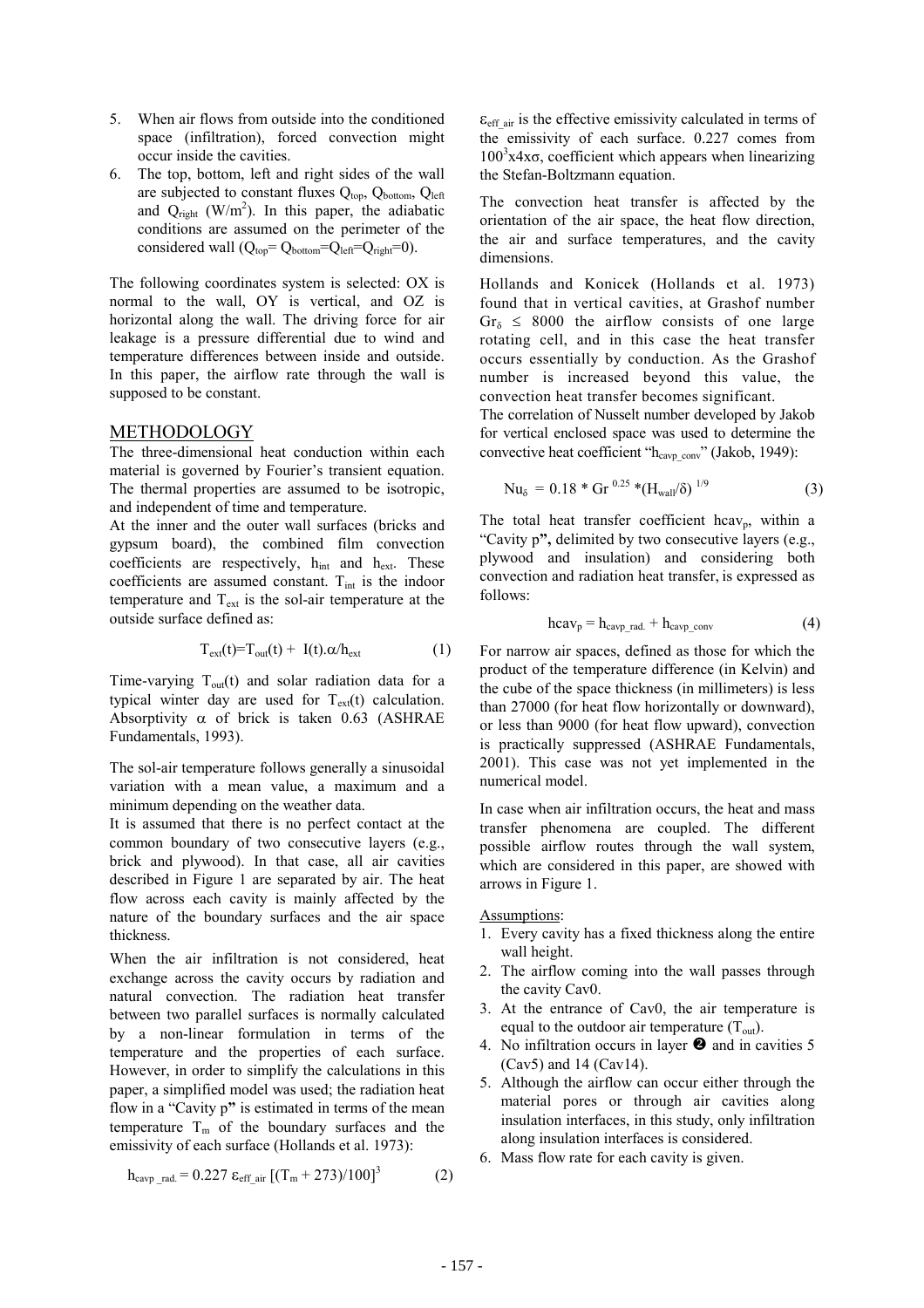5. When air flows from outside into the conditioned space (infiltration), forced convection might occur inside the cavities.
6. The top, bottom, left and right sides of the wall are subjected to constant fluxes $Q_{top}$, $Q_{bottom}$, $Q_{left}$ and $Q_{right}$ ($W/m^2$). In this paper, the adiabatic conditions are assumed on the perimeter of the considered wall ($Q_{top}= Q_{bottom}=Q_{left}=Q_{right}=0$).

The following coordinates system is selected: OX is normal to the wall, OY is vertical, and OZ is horizontal along the wall. The driving force for air leakage is a pressure differential due to wind and temperature differences between inside and outside. In this paper, the airflow rate through the wall is supposed to be constant.

## METHODOLOGY

The three-dimensional heat conduction within each material is governed by Fourier's transient equation. The thermal properties are assumed to be isotropic, and independent of time and temperature.

At the inner and the outer wall surfaces (bricks and gypsum board), the combined film convection coefficients are respectively, $h_{int}$ and $h_{ext}$. These coefficients are assumed constant. $T_{int}$ is the indoor temperature and $T_{ext}$ is the sol-air temperature at the outside surface defined as:

$$T_{ext}(t)=T_{out}(t) + I(t).\alpha/h_{ext} \qquad (1)$$

Time-varying $T_{out}(t)$ and solar radiation data for a typical winter day are used for $T_{ext}(t)$ calculation. Absorptivity $\alpha$ of brick is taken 0.63 (ASHRAE Fundamentals, 1993).

The sol-air temperature follows generally a sinusoidal variation with a mean value, a maximum and a minimum depending on the weather data.

It is assumed that there is no perfect contact at the common boundary of two consecutive layers (e.g., brick and plywood). In that case, all air cavities described in Figure 1 are separated by air. The heat flow across each cavity is mainly affected by the nature of the boundary surfaces and the air space thickness.

When the air infiltration is not considered, heat exchange across the cavity occurs by radiation and natural convection. The radiation heat transfer between two parallel surfaces is normally calculated by a non-linear formulation in terms of the temperature and the properties of each surface. However, in order to simplify the calculations in this paper, a simplified model was used; the radiation heat flow in a "Cavity p**"** is estimated in terms of the mean temperature $T_m$ of the boundary surfaces and the emissivity of each surface (Hollands et al. 1973):

$$h_{cavp\_rad.} = 0.227\ \varepsilon_{eff\_air}\ [(T_m + 273)/100]^3 \qquad (2)$$

$\varepsilon_{eff\_air}$ is the effective emissivity calculated in terms of the emissivity of each surface. 0.227 comes from $100^3 x4x\sigma$, coefficient which appears when linearizing the Stefan-Boltzmann equation.

The convection heat transfer is affected by the orientation of the air space, the heat flow direction, the air and surface temperatures, and the cavity dimensions.

Hollands and Konicek (Hollands et al. 1973) found that in vertical cavities, at Grashof number $Gr_\delta \leq 8000$ the airflow consists of one large rotating cell, and in this case the heat transfer occurs essentially by conduction. As the Grashof number is increased beyond this value, the convection heat transfer becomes significant.

The correlation of Nusselt number developed by Jakob for vertical enclosed space was used to determine the convective heat coefficient "$h_{cavp\_conv}$" (Jakob, 1949):

$$Nu_\delta = 0.18 * Gr^{0.25} * (H_{wall}/\delta)^{1/9} \qquad (3)$$

The total heat transfer coefficient $hcav_p$, within a "Cavity p**",** delimited by two consecutive layers (e.g., plywood and insulation) and considering both convection and radiation heat transfer, is expressed as follows:

$$hcav_p = h_{cavp\_rad.} + h_{cavp\_conv} \qquad (4)$$

For narrow air spaces, defined as those for which the product of the temperature difference (in Kelvin) and the cube of the space thickness (in millimeters) is less than 27000 (for heat flow horizontally or downward), or less than 9000 (for heat flow upward), convection is practically suppressed (ASHRAE Fundamentals, 2001). This case was not yet implemented in the numerical model.

In case when air infiltration occurs, the heat and mass transfer phenomena are coupled. The different possible airflow routes through the wall system, which are considered in this paper, are showed with arrows in Figure 1.

<u>Assumptions</u>:

1. Every cavity has a fixed thickness along the entire wall height.
2. The airflow coming into the wall passes through the cavity Cav0.
3. At the entrance of Cav0, the air temperature is equal to the outdoor air temperature ($T_{out}$).
4. No infiltration occurs in layer ❷ and in cavities 5 (Cav5) and 14 (Cav14).
5. Although the airflow can occur either through the material pores or through air cavities along insulation interfaces, in this study, only infiltration along insulation interfaces is considered.
6. Mass flow rate for each cavity is given.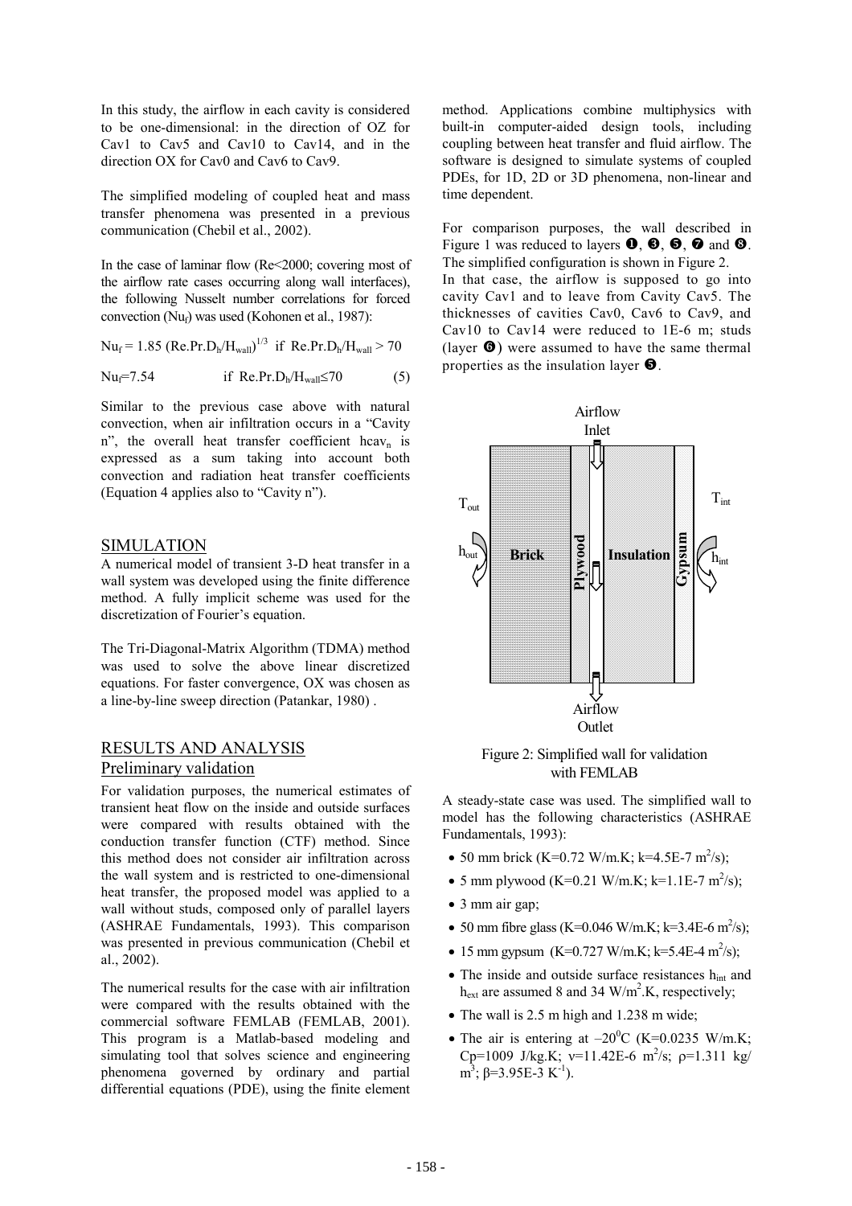In this study, the airflow in each cavity is considered to be one-dimensional: in the direction of OZ for Cav1 to Cav5 and Cav10 to Cav14, and in the direction OX for Cav0 and Cav6 to Cav9.

The simplified modeling of coupled heat and mass transfer phenomena was presented in a previous communication (Chebil et al., 2002).

In the case of laminar flow (Re<2000; covering most of the airflow rate cases occurring along wall interfaces), the following Nusselt number correlations for forced convection ($Nu_f$) was used (Kohonen et al., 1987):

$$Nu_f = 1.85\ (Re.Pr.D_h/H_{wall})^{1/3} \quad \text{if } Re.Pr.D_h/H_{wall} > 70$$

$$Nu_f = 7.54 \qquad \text{if } Re.Pr.D_h/H_{wall} \leq 70 \qquad (5)$$

Similar to the previous case above with natural convection, when air infiltration occurs in a "Cavity n", the overall heat transfer coefficient $hcav_n$ is expressed as a sum taking into account both convection and radiation heat transfer coefficients (Equation 4 applies also to "Cavity n").

## SIMULATION

A numerical model of transient 3-D heat transfer in a wall system was developed using the finite difference method. A fully implicit scheme was used for the discretization of Fourier's equation.

The Tri-Diagonal-Matrix Algorithm (TDMA) method was used to solve the above linear discretized equations. For faster convergence, OX was chosen as a line-by-line sweep direction (Patankar, 1980) .

## RESULTS AND ANALYSIS

### Preliminary validation

For validation purposes, the numerical estimates of transient heat flow on the inside and outside surfaces were compared with results obtained with the conduction transfer function (CTF) method. Since this method does not consider air infiltration across the wall system and is restricted to one-dimensional heat transfer, the proposed model was applied to a wall without studs, composed only of parallel layers (ASHRAE Fundamentals, 1993). This comparison was presented in previous communication (Chebil et al., 2002).

The numerical results for the case with air infiltration were compared with the results obtained with the commercial software FEMLAB (FEMLAB, 2001). This program is a Matlab-based modeling and simulating tool that solves science and engineering phenomena governed by ordinary and partial differential equations (PDE), using the finite element method. Applications combine multiphysics with built-in computer-aided design tools, including coupling between heat transfer and fluid airflow. The software is designed to simulate systems of coupled PDEs, for 1D, 2D or 3D phenomena, non-linear and time dependent.

For comparison purposes, the wall described in Figure 1 was reduced to layers ❶, ❸, ❺, ❼ and ❽. The simplified configuration is shown in Figure 2.

In that case, the airflow is supposed to go into cavity Cav1 and to leave from Cavity Cav5. The thicknesses of cavities Cav0, Cav6 to Cav9, and Cav10 to Cav14 were reduced to 1E-6 m; studs (layer ❻) were assumed to have the same thermal properties as the insulation layer ❺.

Figure 2: Simplified wall for validation with FEMLAB

A steady-state case was used. The simplified wall to model has the following characteristics (ASHRAE Fundamentals, 1993):

- 50 mm brick (K=0.72 W/m.K; k=4.5E-7 $m^2$/s);
- 5 mm plywood (K=0.21 W/m.K; k=1.1E-7 $m^2$/s);
- 3 mm air gap;
- 50 mm fibre glass (K=0.046 W/m.K; k=3.4E-6 $m^2$/s);
- 15 mm gypsum (K=0.727 W/m.K; k=5.4E-4 $m^2$/s);
- The inside and outside surface resistances $h_{int}$ and $h_{ext}$ are assumed 8 and 34 W/$m^2$.K, respectively;
- The wall is 2.5 m high and 1.238 m wide;
- The air is entering at $-20^0$C (K=0.0235 W/m.K; Cp=1009 J/kg.K; $\nu$=11.42E-6 $m^2$/s; $\rho$=1.311 kg/$m^3$; $\beta$=3.95E-3 $K^{-1}$).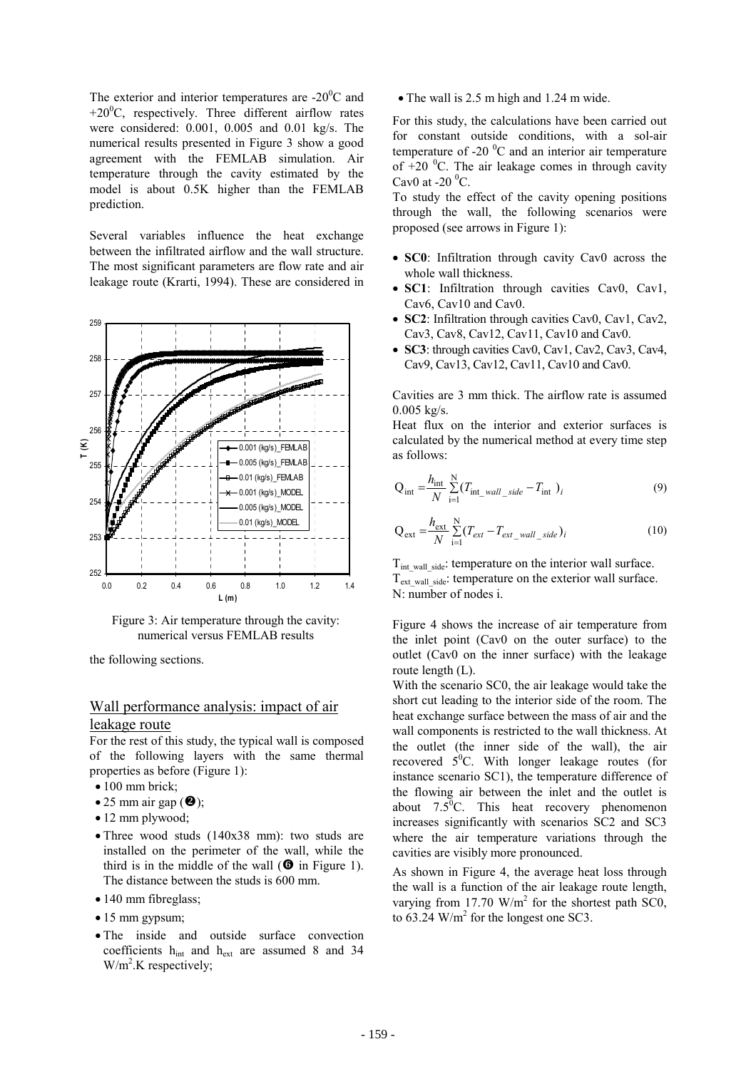The exterior and interior temperatures are -20$^0$C and +20$^0$C, respectively. Three different airflow rates were considered: 0.001, 0.005 and 0.01 kg/s. The numerical results presented in Figure 3 show a good agreement with the FEMLAB simulation. Air temperature through the cavity estimated by the model is about 0.5K higher than the FEMLAB prediction.

Several variables influence the heat exchange between the infiltrated airflow and the wall structure. The most significant parameters are flow rate and air leakage route (Krarti, 1994). These are considered in the following sections.

Figure 3: Air temperature through the cavity: numerical versus FEMLAB results

## Wall performance analysis: impact of air leakage route

For the rest of this study, the typical wall is composed of the following layers with the same thermal properties as before (Figure 1):

- 100 mm brick;
- 25 mm air gap (❷);
- 12 mm plywood;
- Three wood studs (140x38 mm): two studs are installed on the perimeter of the wall, while the third is in the middle of the wall (❻ in Figure 1). The distance between the studs is 600 mm.
- 140 mm fibreglass;
- 15 mm gypsum;
- The inside and outside surface convection coefficients $h_{int}$ and $h_{ext}$ are assumed 8 and 34 W/m$^2$.K respectively;
- The wall is 2.5 m high and 1.24 m wide.

For this study, the calculations have been carried out for constant outside conditions, with a sol-air temperature of -20 $^0$C and an interior air temperature of +20 $^0$C. The air leakage comes in through cavity Cav0 at -20 $^0$C.

To study the effect of the cavity opening positions through the wall, the following scenarios were proposed (see arrows in Figure 1):

- **SC0**: Infiltration through cavity Cav0 across the whole wall thickness.
- **SC1**: Infiltration through cavities Cav0, Cav1, Cav6, Cav10 and Cav0.
- **SC2**: Infiltration through cavities Cav0, Cav1, Cav2, Cav3, Cav8, Cav12, Cav11, Cav10 and Cav0.
- **SC3**: through cavities Cav0, Cav1, Cav2, Cav3, Cav4, Cav9, Cav13, Cav12, Cav11, Cav10 and Cav0.

Cavities are 3 mm thick. The airflow rate is assumed 0.005 kg/s.

Heat flux on the interior and exterior surfaces is calculated by the numerical method at every time step as follows:

$$Q_{int} = \frac{h_{int}}{N} \sum_{i=1}^{N} (T_{int\_wall\_side} - T_{int})_i \tag{9}$$

$$Q_{ext} = \frac{h_{ext}}{N} \sum_{i=1}^{N} (T_{ext} - T_{ext\_wall\_side})_i \tag{10}$$

$T_{int\_wall\_side}$: temperature on the interior wall surface.
$T_{ext\_wall\_side}$: temperature on the exterior wall surface.
N: number of nodes i.

Figure 4 shows the increase of air temperature from the inlet point (Cav0 on the outer surface) to the outlet (Cav0 on the inner surface) with the leakage route length (L).

With the scenario SC0, the air leakage would take the short cut leading to the interior side of the room. The heat exchange surface between the mass of air and the wall components is restricted to the wall thickness. At the outlet (the inner side of the wall), the air recovered 5$^0$C. With longer leakage routes (for instance scenario SC1), the temperature difference of the flowing air between the inlet and the outlet is about 7.5$^0$C. This heat recovery phenomenon increases significantly with scenarios SC2 and SC3 where the air temperature variations through the cavities are visibly more pronounced.

As shown in Figure 4, the average heat loss through the wall is a function of the air leakage route length, varying from 17.70 W/m$^2$ for the shortest path SC0, to 63.24 W/m$^2$ for the longest one SC3.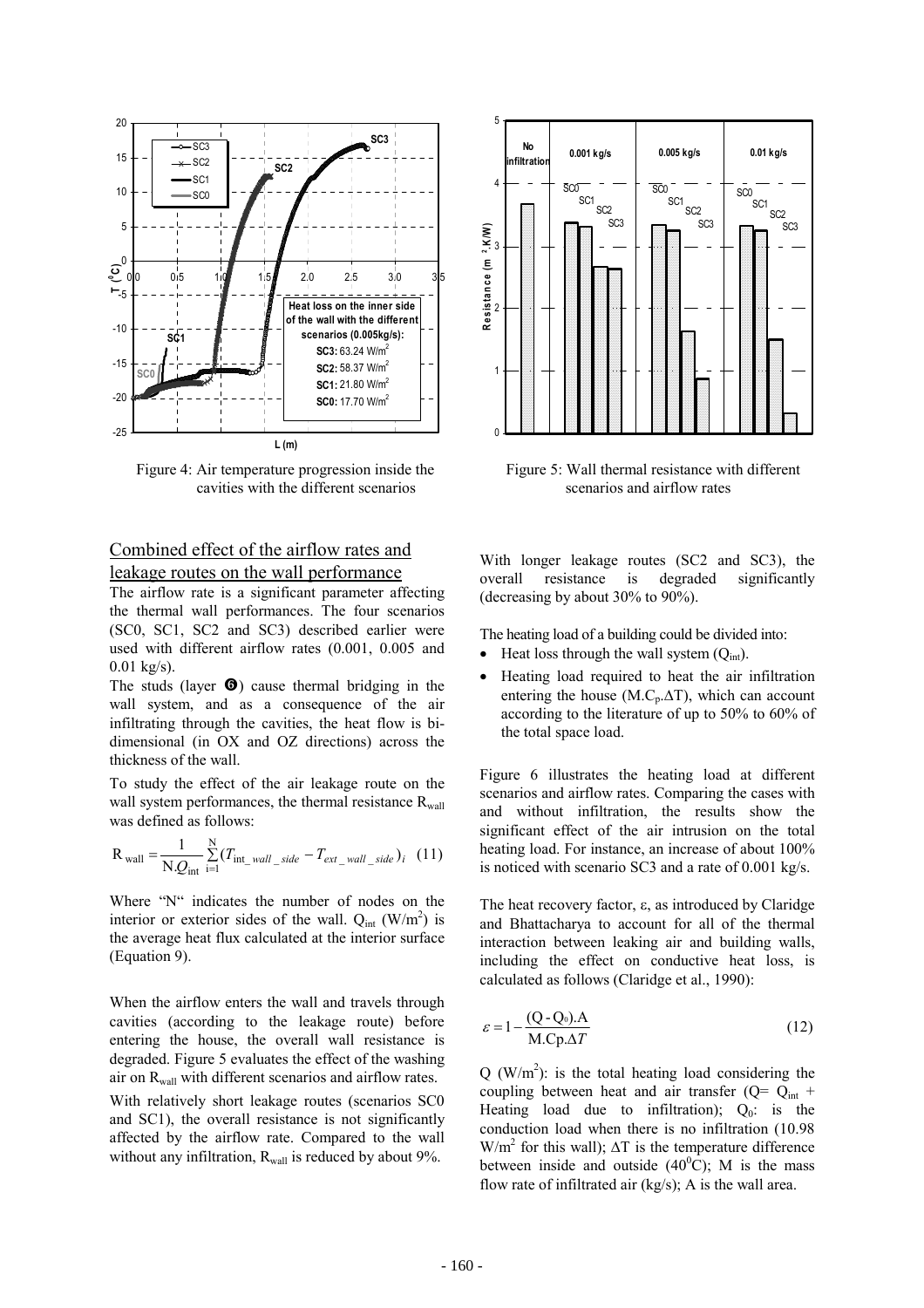Figure 4: Air temperature progression inside the cavities with the different scenarios

Figure 5: Wall thermal resistance with different scenarios and airflow rates

## Combined effect of the airflow rates and leakage routes on the wall performance

The airflow rate is a significant parameter affecting the thermal wall performances. The four scenarios (SC0, SC1, SC2 and SC3) described earlier were used with different airflow rates (0.001, 0.005 and 0.01 kg/s).

The studs (layer ❻) cause thermal bridging in the wall system, and as a consequence of the air infiltrating through the cavities, the heat flow is bi-dimensional (in OX and OZ directions) across the thickness of the wall.

To study the effect of the air leakage route on the wall system performances, the thermal resistance $R_{wall}$ was defined as follows:

$$R_{wall} = \frac{1}{N.Q_{int}} \sum_{i=1}^{N} (T_{int\_wall\_side} - T_{ext\_wall\_side})_i \quad (11)$$

Where "N" indicates the number of nodes on the interior or exterior sides of the wall. $Q_{int}$ (W/m$^2$) is the average heat flux calculated at the interior surface (Equation 9).

When the airflow enters the wall and travels through cavities (according to the leakage route) before entering the house, the overall wall resistance is degraded. Figure 5 evaluates the effect of the washing air on $R_{wall}$ with different scenarios and airflow rates.

With relatively short leakage routes (scenarios SC0 and SC1), the overall resistance is not significantly affected by the airflow rate. Compared to the wall without any infiltration, $R_{wall}$ is reduced by about 9%.

With longer leakage routes (SC2 and SC3), the overall resistance is degraded significantly (decreasing by about 30% to 90%).

The heating load of a building could be divided into:

- Heat loss through the wall system ($Q_{int}$).
- Heating load required to heat the air infiltration entering the house ($M.C_p.\Delta T$), which can account according to the literature of up to 50% to 60% of the total space load.

Figure 6 illustrates the heating load at different scenarios and airflow rates. Comparing the cases with and without infiltration, the results show the significant effect of the air intrusion on the total heating load. For instance, an increase of about 100% is noticed with scenario SC3 and a rate of 0.001 kg/s.

The heat recovery factor, ε, as introduced by Claridge and Bhattacharya to account for all of the thermal interaction between leaking air and building walls, including the effect on conductive heat loss, is calculated as follows (Claridge et al., 1990):

$$\varepsilon = 1 - \frac{(Q - Q_0).A}{M.Cp.\Delta T} \quad (12)$$

Q (W/m$^2$): is the total heating load considering the coupling between heat and air transfer ($Q = Q_{int}$ + Heating load due to infiltration); $Q_0$: is the conduction load when there is no infiltration (10.98 W/m$^2$ for this wall); $\Delta T$ is the temperature difference between inside and outside (40$^0$C); M is the mass flow rate of infiltrated air (kg/s); A is the wall area.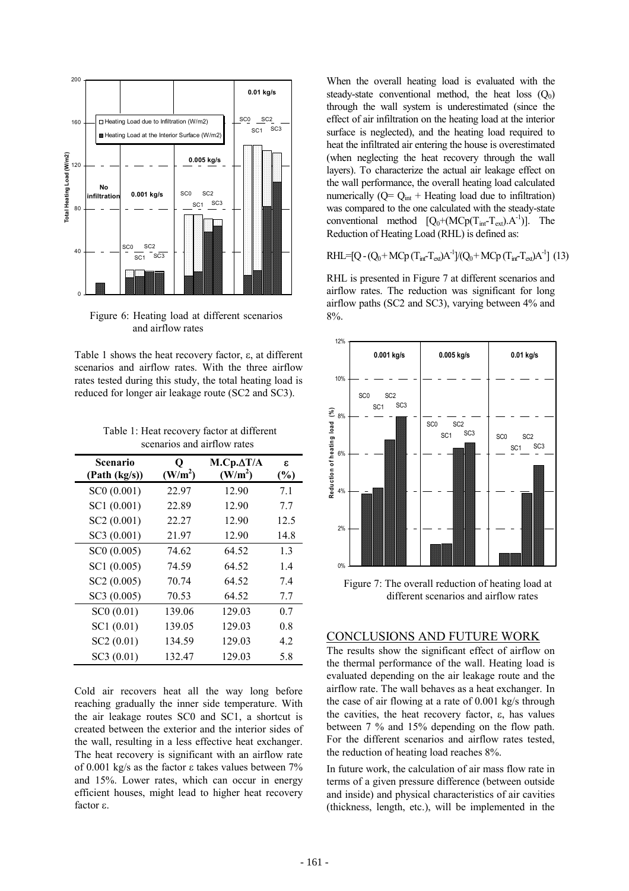Figure 6: Heating load at different scenarios and airflow rates

Table 1 shows the heat recovery factor, ε, at different scenarios and airflow rates. With the three airflow rates tested during this study, the total heating load is reduced for longer air leakage route (SC2 and SC3).

Table 1: Heat recovery factor at different scenarios and airflow rates

| Scenario (Path (kg/s)) | Q $(W/m^2)$ | $M.Cp.\Delta T/A$ $(W/m^2)$ | ε (%) |
|---|---|---|---|
| SC0 (0.001) | 22.97 | 12.90 | 7.1 |
| SC1 (0.001) | 22.89 | 12.90 | 7.7 |
| SC2 (0.001) | 22.27 | 12.90 | 12.5 |
| SC3 (0.001) | 21.97 | 12.90 | 14.8 |
| SC0 (0.005) | 74.62 | 64.52 | 1.3 |
| SC1 (0.005) | 74.59 | 64.52 | 1.4 |
| SC2 (0.005) | 70.74 | 64.52 | 7.4 |
| SC3 (0.005) | 70.53 | 64.52 | 7.7 |
| SC0 (0.01) | 139.06 | 129.03 | 0.7 |
| SC1 (0.01) | 139.05 | 129.03 | 0.8 |
| SC2 (0.01) | 134.59 | 129.03 | 4.2 |
| SC3 (0.01) | 132.47 | 129.03 | 5.8 |

Cold air recovers heat all the way long before reaching gradually the inner side temperature. With the air leakage routes SC0 and SC1, a shortcut is created between the exterior and the interior sides of the wall, resulting in a less effective heat exchanger. The heat recovery is significant with an airflow rate of 0.001 kg/s as the factor ε takes values between 7% and 15%. Lower rates, which can occur in energy efficient houses, might lead to higher heat recovery factor ε.

When the overall heating load is evaluated with the steady-state conventional method, the heat loss ($Q_0$) through the wall system is underestimated (since the effect of air infiltration on the heating load at the interior surface is neglected), and the heating load required to heat the infiltrated air entering the house is overestimated (when neglecting the heat recovery through the wall layers). To characterize the actual air leakage effect on the wall performance, the overall heating load calculated numerically ($Q = Q_{int}$ + Heating load due to infiltration) was compared to the one calculated with the steady-state conventional method $[Q_0+(MCp(T_{int}-T_{ext}).A^{-1})]$. The Reduction of Heating Load (RHL) is defined as:

$$RHL=[Q-(Q_0+MCp\,(T_{int}-T_{ext})A^{-1}]/(Q_0+MCp\,(T_{int}-T_{ext})A^{-1}] \quad (13)$$

RHL is presented in Figure 7 at different scenarios and airflow rates. The reduction was significant for long airflow paths (SC2 and SC3), varying between 4% and 8%.

Figure 7: The overall reduction of heating load at different scenarios and airflow rates

## CONCLUSIONS AND FUTURE WORK

The results show the significant effect of airflow on the thermal performance of the wall. Heating load is evaluated depending on the air leakage route and the airflow rate. The wall behaves as a heat exchanger. In the case of air flowing at a rate of 0.001 kg/s through the cavities, the heat recovery factor, ε, has values between 7 % and 15% depending on the flow path. For the different scenarios and airflow rates tested, the reduction of heating load reaches 8%.

In future work, the calculation of air mass flow rate in terms of a given pressure difference (between outside and inside) and physical characteristics of air cavities (thickness, length, etc.), will be implemented in the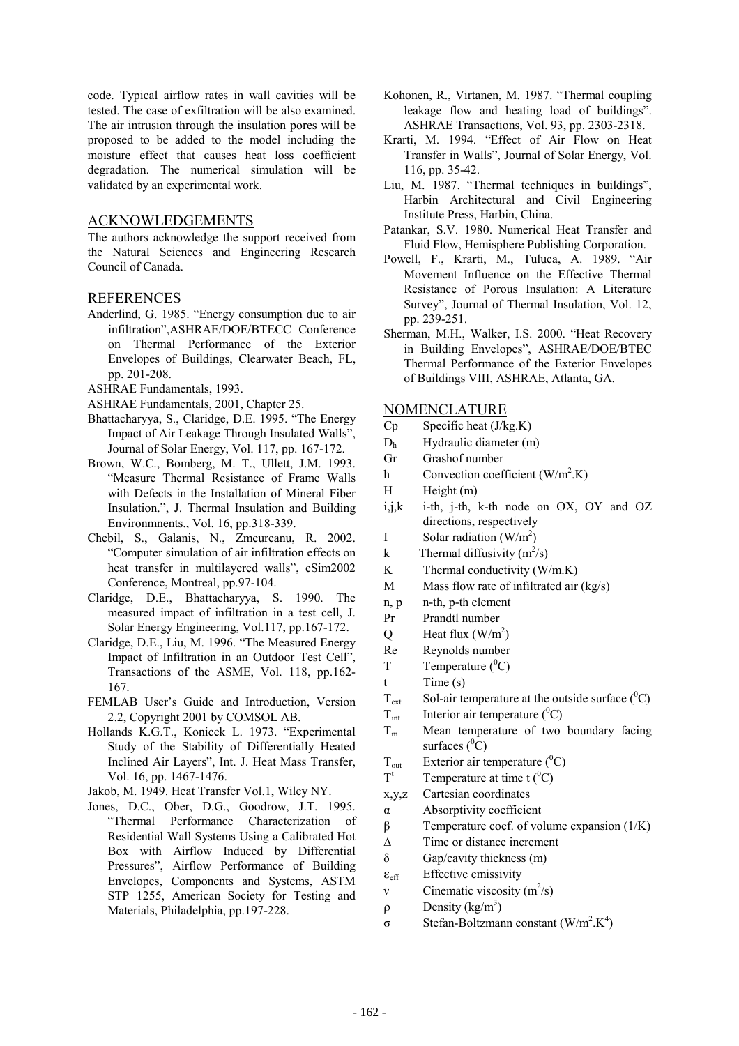code. Typical airflow rates in wall cavities will be tested. The case of exfiltration will be also examined. The air intrusion through the insulation pores will be proposed to be added to the model including the moisture effect that causes heat loss coefficient degradation. The numerical simulation will be validated by an experimental work.

## ACKNOWLEDGEMENTS

The authors acknowledge the support received from the Natural Sciences and Engineering Research Council of Canada.

## REFERENCES

Anderlind, G. 1985. "Energy consumption due to air infiltration",ASHRAE/DOE/BTECC Conference on Thermal Performance of the Exterior Envelopes of Buildings, Clearwater Beach, FL, pp. 201-208.

ASHRAE Fundamentals, 1993.

ASHRAE Fundamentals, 2001, Chapter 25.

Bhattacharyya, S., Claridge, D.E. 1995. "The Energy Impact of Air Leakage Through Insulated Walls", Journal of Solar Energy, Vol. 117, pp. 167-172.

Brown, W.C., Bomberg, M. T., Ullett, J.M. 1993. "Measure Thermal Resistance of Frame Walls with Defects in the Installation of Mineral Fiber Insulation.", J. Thermal Insulation and Building Environmnents., Vol. 16, pp.318-339.

Chebil, S., Galanis, N., Zmeureanu, R. 2002. "Computer simulation of air infiltration effects on heat transfer in multilayered walls", eSim2002 Conference, Montreal, pp.97-104.

Claridge, D.E., Bhattacharyya, S. 1990. The measured impact of infiltration in a test cell, J. Solar Energy Engineering, Vol.117, pp.167-172.

Claridge, D.E., Liu, M. 1996. "The Measured Energy Impact of Infiltration in an Outdoor Test Cell", Transactions of the ASME, Vol. 118, pp.162-167.

FEMLAB User's Guide and Introduction, Version 2.2, Copyright 2001 by COMSOL AB.

Hollands K.G.T., Konicek L. 1973. "Experimental Study of the Stability of Differentially Heated Inclined Air Layers", Int. J. Heat Mass Transfer, Vol. 16, pp. 1467-1476.

Jakob, M. 1949. Heat Transfer Vol.1, Wiley NY.

Jones, D.C., Ober, D.G., Goodrow, J.T. 1995. "Thermal Performance Characterization of Residential Wall Systems Using a Calibrated Hot Box with Airflow Induced by Differential Pressures", Airflow Performance of Building Envelopes, Components and Systems, ASTM STP 1255, American Society for Testing and Materials, Philadelphia, pp.197-228.

Kohonen, R., Virtanen, M. 1987. "Thermal coupling leakage flow and heating load of buildings". ASHRAE Transactions, Vol. 93, pp. 2303-2318.

Krarti, M. 1994. "Effect of Air Flow on Heat Transfer in Walls", Journal of Solar Energy, Vol. 116, pp. 35-42.

Liu, M. 1987. "Thermal techniques in buildings", Harbin Architectural and Civil Engineering Institute Press, Harbin, China.

Patankar, S.V. 1980. Numerical Heat Transfer and Fluid Flow, Hemisphere Publishing Corporation.

Powell, F., Krarti, M., Tuluca, A. 1989. "Air Movement Influence on the Effective Thermal Resistance of Porous Insulation: A Literature Survey", Journal of Thermal Insulation, Vol. 12, pp. 239-251.

Sherman, M.H., Walker, I.S. 2000. "Heat Recovery in Building Envelopes", ASHRAE/DOE/BTEC Thermal Performance of the Exterior Envelopes of Buildings VIII, ASHRAE, Atlanta, GA.

## NOMENCLATURE

- $Cp$ Specific heat (J/kg.K)
- $D_h$ Hydraulic diameter (m)
- $Gr$ Grashof number
- $h$ Convection coefficient ($W/m^2.K$)
- $H$ Height (m)
- $i,j,k$ i-th, j-th, k-th node on OX, OY and OZ directions, respectively
- $I$ Solar radiation ($W/m^2$)
- $k$ Thermal diffusivity ($m^2/s$)
- $K$ Thermal conductivity (W/m.K)
- $M$ Mass flow rate of infiltrated air (kg/s)
- $n$, $p$ n-th, p-th element
- $Pr$ Prandtl number
- $Q$ Heat flux ($W/m^2$)
- $Re$ Reynolds number
- $T$ Temperature ($^0C$)
- $t$ Time (s)
- $T_{ext}$ Sol-air temperature at the outside surface ($^0C$)
- $T_{int}$ Interior air temperature ($^0C$)
- $T_m$ Mean temperature of two boundary facing surfaces ($^0C$)
- $T_{out}$ Exterior air temperature ($^0C$)
- $T^t$ Temperature at time t ($^0C$)
- $x,y,z$ Cartesian coordinates
- $\alpha$ Absorptivity coefficient
- $\beta$ Temperature coef. of volume expansion (1/K)
- $\Delta$ Time or distance increment
- $\delta$ Gap/cavity thickness (m)
- $\varepsilon_{eff}$ Effective emissivity
- $\nu$ Cinematic viscosity ($m^2/s$)
- $\rho$ Density ($kg/m^3$)
- $\sigma$ Stefan-Boltzmann constant ($W/m^2.K^4$)